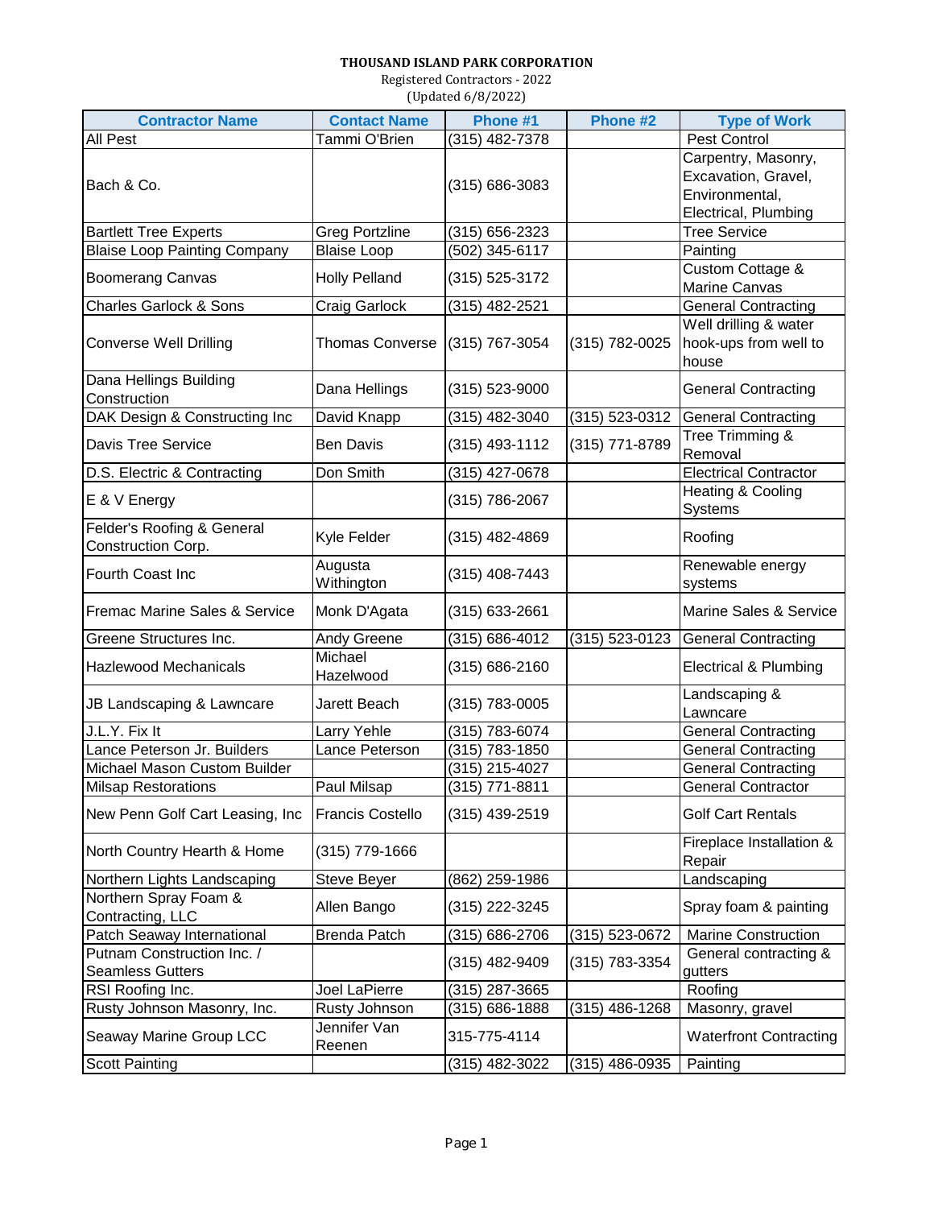**THOUSAND ISLAND PARK CORPORATION**

Registered Contractors - 2022

(Updated 6/8/2022)

| Contractor Name | Contact Name | Phone #1 | Phone #2 | Type of Work |
|---|---|---|---|---|
| All Pest | Tammi O'Brien | (315) 482-7378 | | Pest Control |
| Bach & Co. | | (315) 686-3083 | | Carpentry, Masonry, Excavation, Gravel, Environmental, Electrical, Plumbing |
| Bartlett Tree Experts | Greg Portzline | (315) 656-2323 | | Tree Service |
| Blaise Loop Painting Company | Blaise Loop | (502) 345-6117 | | Painting |
| Boomerang Canvas | Holly Pelland | (315) 525-3172 | | Custom Cottage & Marine Canvas |
| Charles Garlock & Sons | Craig Garlock | (315) 482-2521 | | General Contracting |
| Converse Well Drilling | Thomas Converse | (315) 767-3054 | (315) 782-0025 | Well drilling & water hook-ups from well to house |
| Dana Hellings Building Construction | Dana Hellings | (315) 523-9000 | | General Contracting |
| DAK Design & Constructing Inc | David Knapp | (315) 482-3040 | (315) 523-0312 | General Contracting |
| Davis Tree Service | Ben Davis | (315) 493-1112 | (315) 771-8789 | Tree Trimming & Removal |
| D.S. Electric & Contracting | Don Smith | (315) 427-0678 | | Electrical Contractor |
| E & V Energy | | (315) 786-2067 | | Heating & Cooling Systems |
| Felder's Roofing & General Construction Corp. | Kyle Felder | (315) 482-4869 | | Roofing |
| Fourth Coast Inc | Augusta Withington | (315) 408-7443 | | Renewable energy systems |
| Fremac Marine Sales & Service | Monk D'Agata | (315) 633-2661 | | Marine Sales & Service |
| Greene Structures Inc. | Andy Greene | (315) 686-4012 | (315) 523-0123 | General Contracting |
| Hazlewood Mechanicals | Michael Hazelwood | (315) 686-2160 | | Electrical & Plumbing |
| JB Landscaping & Lawncare | Jarett Beach | (315) 783-0005 | | Landscaping & Lawncare |
| J.L.Y. Fix It | Larry Yehle | (315) 783-6074 | | General Contracting |
| Lance Peterson Jr. Builders | Lance Peterson | (315) 783-1850 | | General Contracting |
| Michael Mason Custom Builder | | (315) 215-4027 | | General Contracting |
| Milsap Restorations | Paul Milsap | (315) 771-8811 | | General Contractor |
| New Penn Golf Cart Leasing, Inc | Francis Costello | (315) 439-2519 | | Golf Cart Rentals |
| North Country Hearth & Home | (315) 779-1666 | | | Fireplace Installation & Repair |
| Northern Lights Landscaping | Steve Beyer | (862) 259-1986 | | Landscaping |
| Northern Spray Foam & Contracting, LLC | Allen Bango | (315) 222-3245 | | Spray foam & painting |
| Patch Seaway International | Brenda Patch | (315) 686-2706 | (315) 523-0672 | Marine Construction |
| Putnam Construction Inc. / Seamless Gutters | | (315) 482-9409 | (315) 783-3354 | General contracting & gutters |
| RSI Roofing Inc. | Joel LaPierre | (315) 287-3665 | | Roofing |
| Rusty Johnson Masonry, Inc. | Rusty Johnson | (315) 686-1888 | (315) 486-1268 | Masonry, gravel |
| Seaway Marine Group LCC | Jennifer Van Reenen | 315-775-4114 | | Waterfront Contracting |
| Scott Painting | | (315) 482-3022 | (315) 486-0935 | Painting |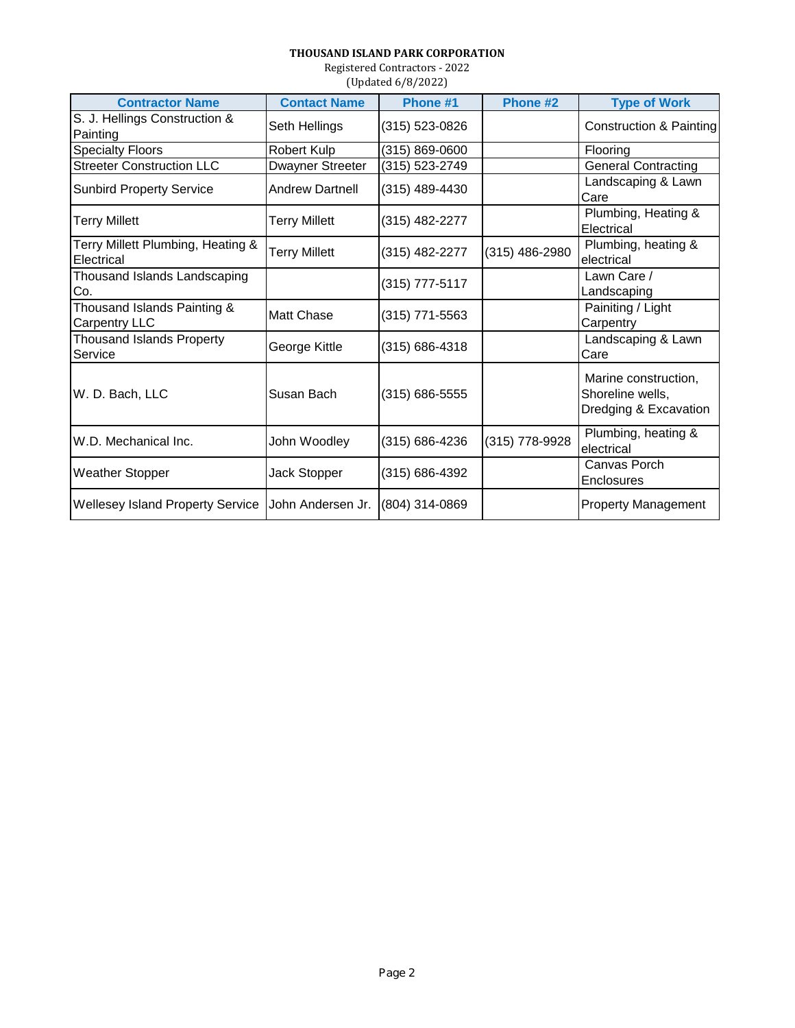**THOUSAND ISLAND PARK CORPORATION**

Registered Contractors - 2022

(Updated 6/8/2022)

| Contractor Name | Contact Name | Phone #1 | Phone #2 | Type of Work |
|---|---|---|---|---|
| S. J. Hellings Construction & Painting | Seth Hellings | (315) 523-0826 | | Construction & Painting |
| Specialty Floors | Robert Kulp | (315) 869-0600 | | Flooring |
| Streeter Construction LLC | Dwayner Streeter | (315) 523-2749 | | General Contracting |
| Sunbird Property Service | Andrew Dartnell | (315) 489-4430 | | Landscaping & Lawn Care |
| Terry Millett | Terry Millett | (315) 482-2277 | | Plumbing, Heating & Electrical |
| Terry Millett Plumbing, Heating & Electrical | Terry Millett | (315) 482-2277 | (315) 486-2980 | Plumbing, heating & electrical |
| Thousand Islands Landscaping Co. | | (315) 777-5117 | | Lawn Care / Landscaping |
| Thousand Islands Painting & Carpentry LLC | Matt Chase | (315) 771-5563 | | Painiting / Light Carpentry |
| Thousand Islands Property Service | George Kittle | (315) 686-4318 | | Landscaping & Lawn Care |
| W. D. Bach, LLC | Susan Bach | (315) 686-5555 | | Marine construction, Shoreline wells, Dredging & Excavation |
| W.D. Mechanical Inc. | John Woodley | (315) 686-4236 | (315) 778-9928 | Plumbing, heating & electrical |
| Weather Stopper | Jack Stopper | (315) 686-4392 | | Canvas Porch Enclosures |
| Wellesey Island Property Service | John Andersen Jr. | (804) 314-0869 | | Property Management |